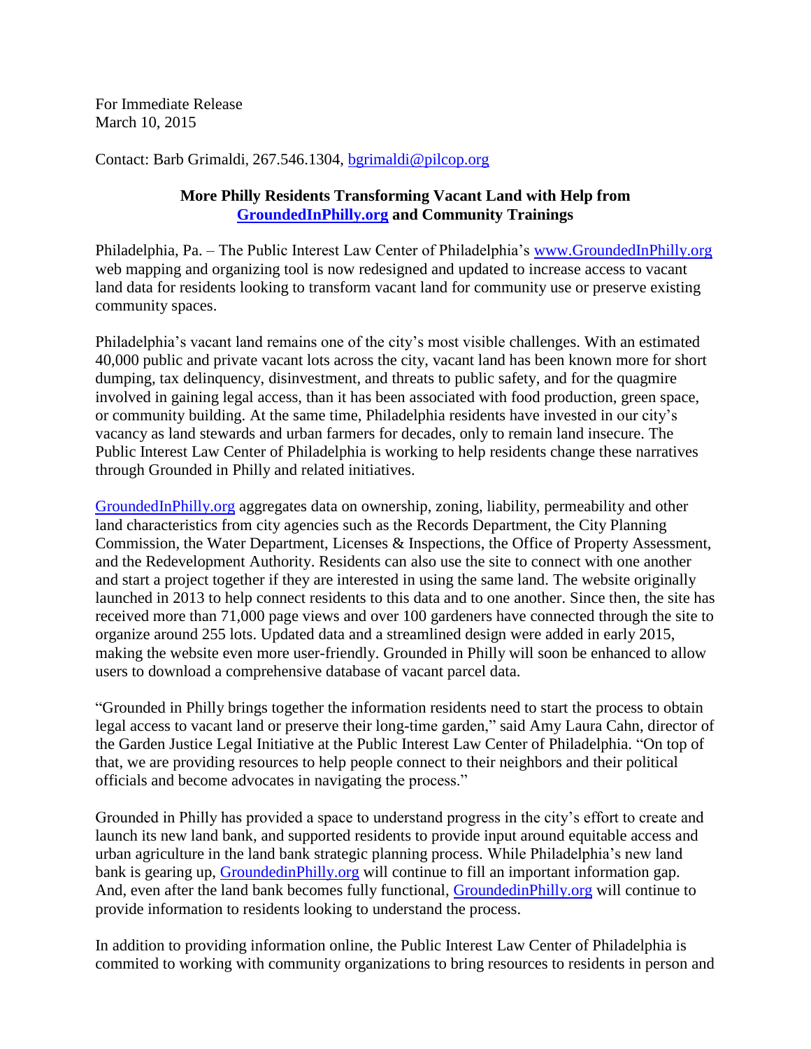For Immediate Release
March 10, 2015

Contact: Barb Grimaldi, 267.546.1304, bgrimaldi@pilcop.org

**More Philly Residents Transforming Vacant Land with Help from GroundedInPhilly.org and Community Trainings**

Philadelphia, Pa. – The Public Interest Law Center of Philadelphia's www.GroundedInPhilly.org web mapping and organizing tool is now redesigned and updated to increase access to vacant land data for residents looking to transform vacant land for community use or preserve existing community spaces.

Philadelphia's vacant land remains one of the city's most visible challenges. With an estimated 40,000 public and private vacant lots across the city, vacant land has been known more for short dumping, tax delinquency, disinvestment, and threats to public safety, and for the quagmire involved in gaining legal access, than it has been associated with food production, green space, or community building. At the same time, Philadelphia residents have invested in our city's vacancy as land stewards and urban farmers for decades, only to remain land insecure. The Public Interest Law Center of Philadelphia is working to help residents change these narratives through Grounded in Philly and related initiatives.

GroundedInPhilly.org aggregates data on ownership, zoning, liability, permeability and other land characteristics from city agencies such as the Records Department, the City Planning Commission, the Water Department, Licenses & Inspections, the Office of Property Assessment, and the Redevelopment Authority. Residents can also use the site to connect with one another and start a project together if they are interested in using the same land. The website originally launched in 2013 to help connect residents to this data and to one another. Since then, the site has received more than 71,000 page views and over 100 gardeners have connected through the site to organize around 255 lots. Updated data and a streamlined design were added in early 2015, making the website even more user-friendly. Grounded in Philly will soon be enhanced to allow users to download a comprehensive database of vacant parcel data.

"Grounded in Philly brings together the information residents need to start the process to obtain legal access to vacant land or preserve their long-time garden," said Amy Laura Cahn, director of the Garden Justice Legal Initiative at the Public Interest Law Center of Philadelphia. "On top of that, we are providing resources to help people connect to their neighbors and their political officials and become advocates in navigating the process."

Grounded in Philly has provided a space to understand progress in the city's effort to create and launch its new land bank, and supported residents to provide input around equitable access and urban agriculture in the land bank strategic planning process. While Philadelphia's new land bank is gearing up, GroundedinPhilly.org will continue to fill an important information gap. And, even after the land bank becomes fully functional, GroundedinPhilly.org will continue to provide information to residents looking to understand the process.

In addition to providing information online, the Public Interest Law Center of Philadelphia is commited to working with community organizations to bring resources to residents in person and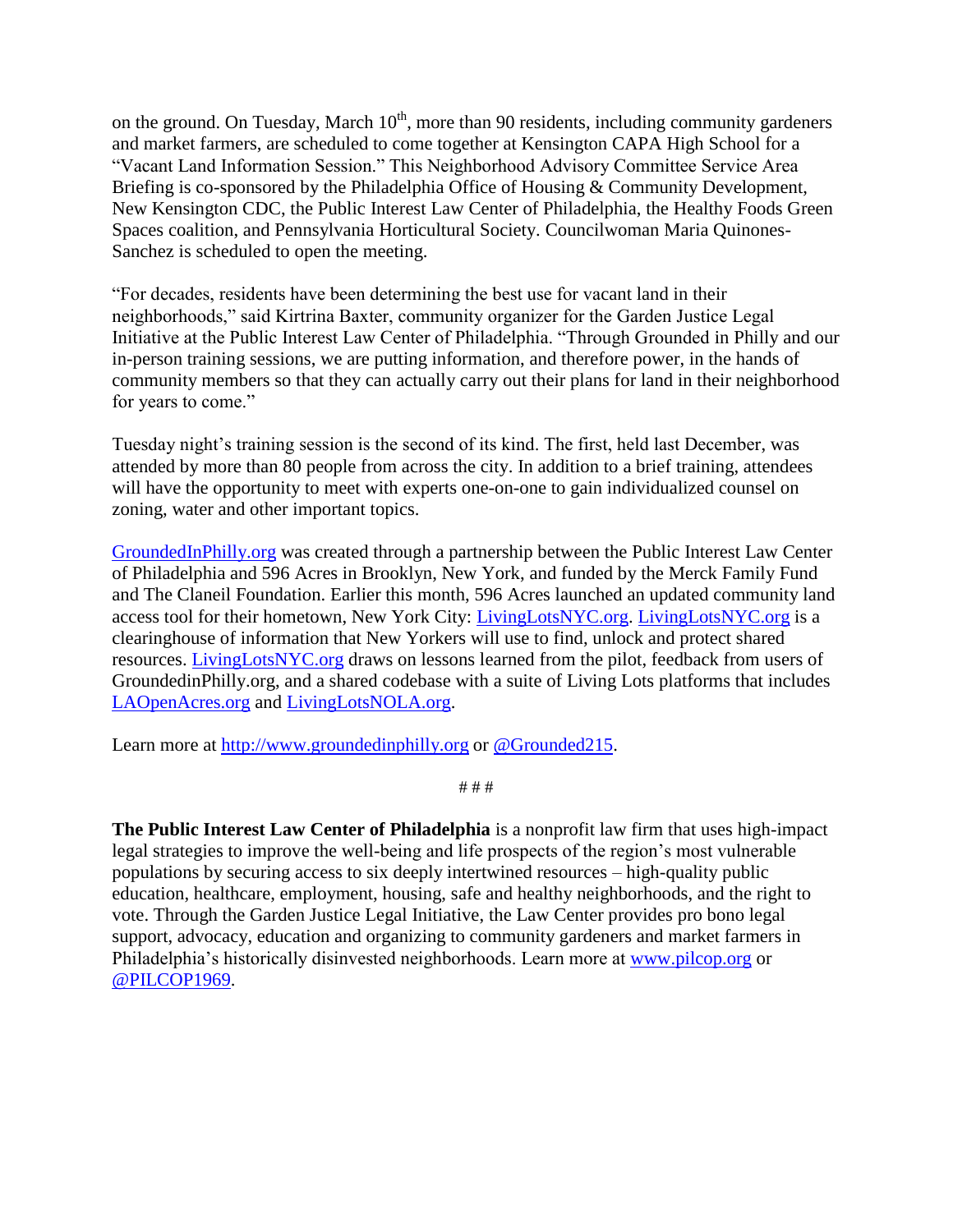on the ground. On Tuesday, March 10th, more than 90 residents, including community gardeners and market farmers, are scheduled to come together at Kensington CAPA High School for a "Vacant Land Information Session." This Neighborhood Advisory Committee Service Area Briefing is co-sponsored by the Philadelphia Office of Housing & Community Development, New Kensington CDC, the Public Interest Law Center of Philadelphia, the Healthy Foods Green Spaces coalition, and Pennsylvania Horticultural Society. Councilwoman Maria Quinones-Sanchez is scheduled to open the meeting.

"For decades, residents have been determining the best use for vacant land in their neighborhoods," said Kirtrina Baxter, community organizer for the Garden Justice Legal Initiative at the Public Interest Law Center of Philadelphia. "Through Grounded in Philly and our in-person training sessions, we are putting information, and therefore power, in the hands of community members so that they can actually carry out their plans for land in their neighborhood for years to come."

Tuesday night's training session is the second of its kind. The first, held last December, was attended by more than 80 people from across the city. In addition to a brief training, attendees will have the opportunity to meet with experts one-on-one to gain individualized counsel on zoning, water and other important topics.

GroundedInPhilly.org was created through a partnership between the Public Interest Law Center of Philadelphia and 596 Acres in Brooklyn, New York, and funded by the Merck Family Fund and The Claneil Foundation. Earlier this month, 596 Acres launched an updated community land access tool for their hometown, New York City: LivingLotsNYC.org. LivingLotsNYC.org is a clearinghouse of information that New Yorkers will use to find, unlock and protect shared resources. LivingLotsNYC.org draws on lessons learned from the pilot, feedback from users of GroundedinPhilly.org, and a shared codebase with a suite of Living Lots platforms that includes LAOpenAcres.org and LivingLotsNOLA.org.

Learn more at http://www.groundedinphilly.org or @Grounded215.

# # #

**The Public Interest Law Center of Philadelphia** is a nonprofit law firm that uses high-impact legal strategies to improve the well-being and life prospects of the region's most vulnerable populations by securing access to six deeply intertwined resources – high-quality public education, healthcare, employment, housing, safe and healthy neighborhoods, and the right to vote. Through the Garden Justice Legal Initiative, the Law Center provides pro bono legal support, advocacy, education and organizing to community gardeners and market farmers in Philadelphia's historically disinvested neighborhoods. Learn more at www.pilcop.org or @PILCOP1969.